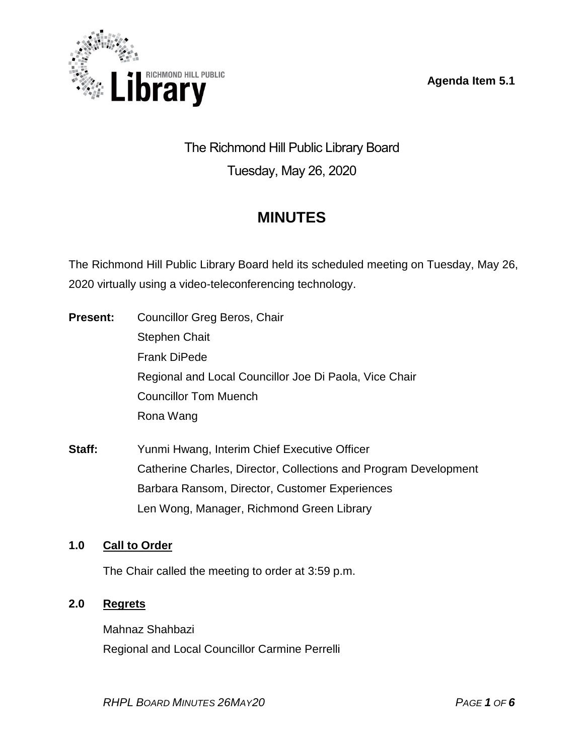Agenda Item 5.1

# The Richmond Hill Public Library Board

Tuesday, May 26, 2020

## MINUTES

The Richmond Hill Public Library Board held its scheduled meeting on Tuesday, May 26, 2020 virtually using a video-teleconferencing technology.

**Present:**
Councillor Greg Beros, Chair
Stephen Chait
Frank DiPede
Regional and Local Councillor Joe Di Paola, Vice Chair
Councillor Tom Muench
Rona Wang

**Staff:**
Yunmi Hwang, Interim Chief Executive Officer
Catherine Charles, Director, Collections and Program Development
Barbara Ransom, Director, Customer Experiences
Len Wong, Manager, Richmond Green Library

### 1.0 Call to Order

The Chair called the meeting to order at 3:59 p.m.

### 2.0 Regrets

Mahnaz Shahbazi
Regional and Local Councillor Carmine Perrelli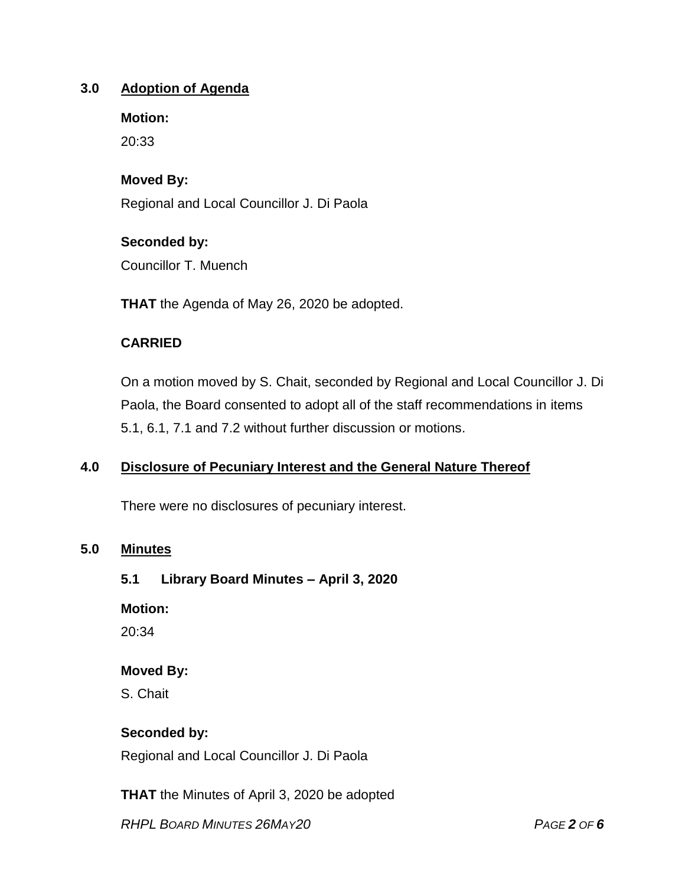## 3.0 Adoption of Agenda

**Motion:**

20:33

**Moved By:**

Regional and Local Councillor J. Di Paola

**Seconded by:**

Councillor T. Muench

**THAT** the Agenda of May 26, 2020 be adopted.

**CARRIED**

On a motion moved by S. Chait, seconded by Regional and Local Councillor J. Di Paola, the Board consented to adopt all of the staff recommendations in items 5.1, 6.1, 7.1 and 7.2 without further discussion or motions.

## 4.0 Disclosure of Pecuniary Interest and the General Nature Thereof

There were no disclosures of pecuniary interest.

## 5.0 Minutes

### 5.1 Library Board Minutes – April 3, 2020

**Motion:**

20:34

**Moved By:**

S. Chait

**Seconded by:**

Regional and Local Councillor J. Di Paola

**THAT** the Minutes of April 3, 2020 be adopted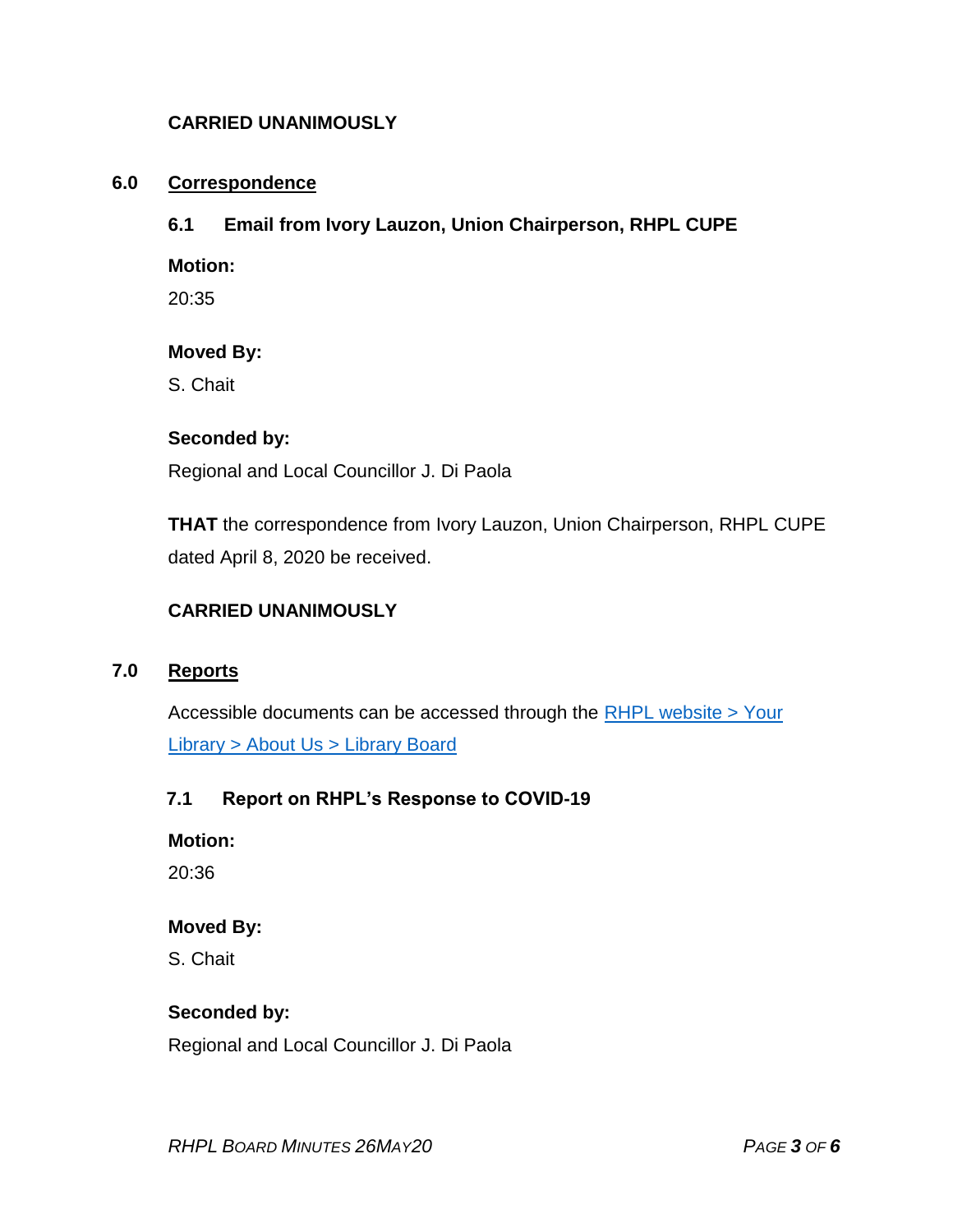**CARRIED UNANIMOUSLY**

## 6.0 Correspondence

### 6.1 Email from Ivory Lauzon, Union Chairperson, RHPL CUPE

**Motion:**

20:35

**Moved By:**

S. Chait

**Seconded by:**

Regional and Local Councillor J. Di Paola

**THAT** the correspondence from Ivory Lauzon, Union Chairperson, RHPL CUPE dated April 8, 2020 be received.

**CARRIED UNANIMOUSLY**

## 7.0 Reports

Accessible documents can be accessed through the [RHPL website > Your Library > About Us > Library Board]

### 7.1 Report on RHPL's Response to COVID-19

**Motion:**

20:36

**Moved By:**

S. Chait

**Seconded by:**

Regional and Local Councillor J. Di Paola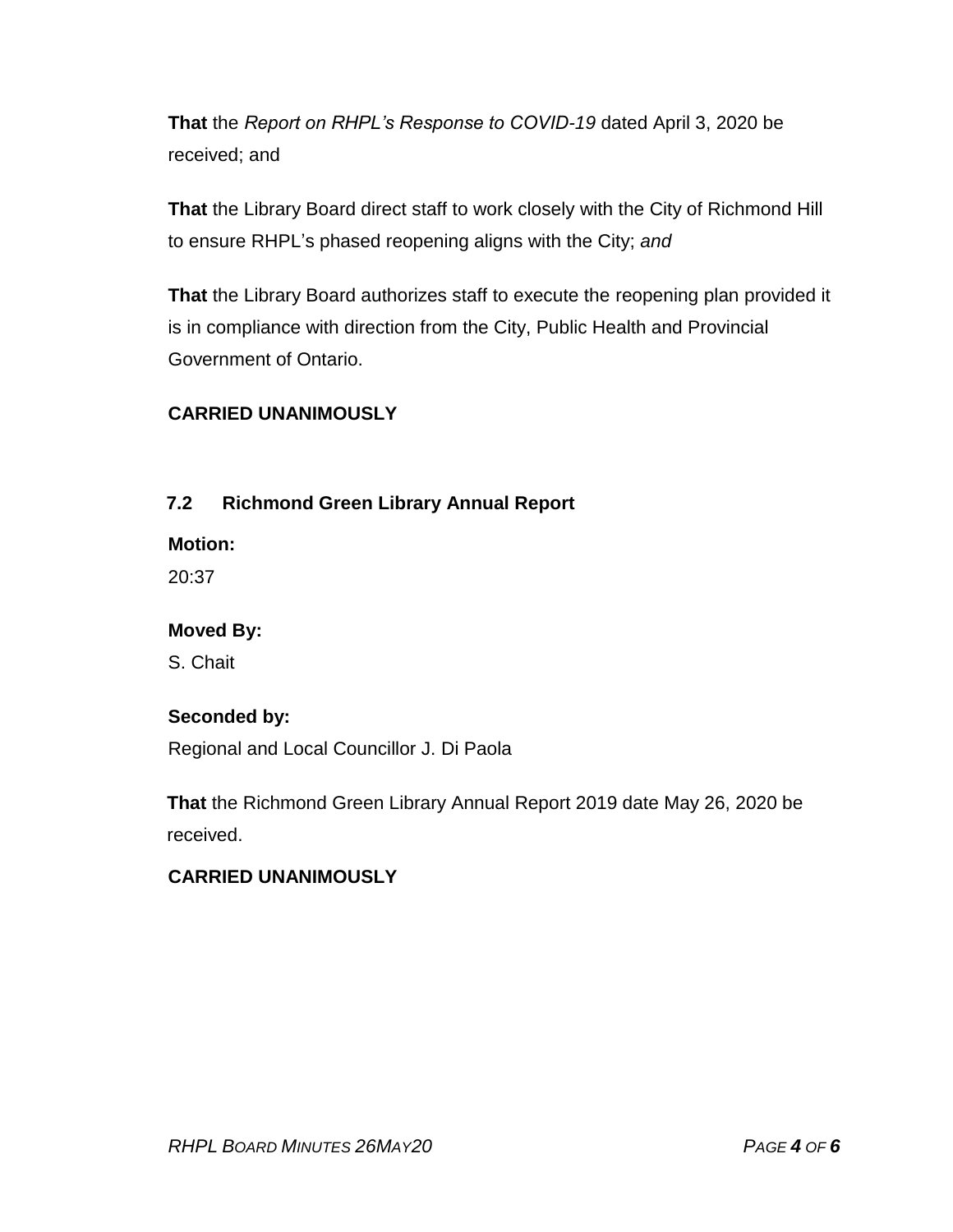**That** the *Report on RHPL's Response to COVID-19* dated April 3, 2020 be received; and

**That** the Library Board direct staff to work closely with the City of Richmond Hill to ensure RHPL's phased reopening aligns with the City; *and*

**That** the Library Board authorizes staff to execute the reopening plan provided it is in compliance with direction from the City, Public Health and Provincial Government of Ontario.

**CARRIED UNANIMOUSLY**

### 7.2 Richmond Green Library Annual Report

**Motion:**

20:37

**Moved By:**

S. Chait

**Seconded by:**

Regional and Local Councillor J. Di Paola

**That** the Richmond Green Library Annual Report 2019 date May 26, 2020 be received.

**CARRIED UNANIMOUSLY**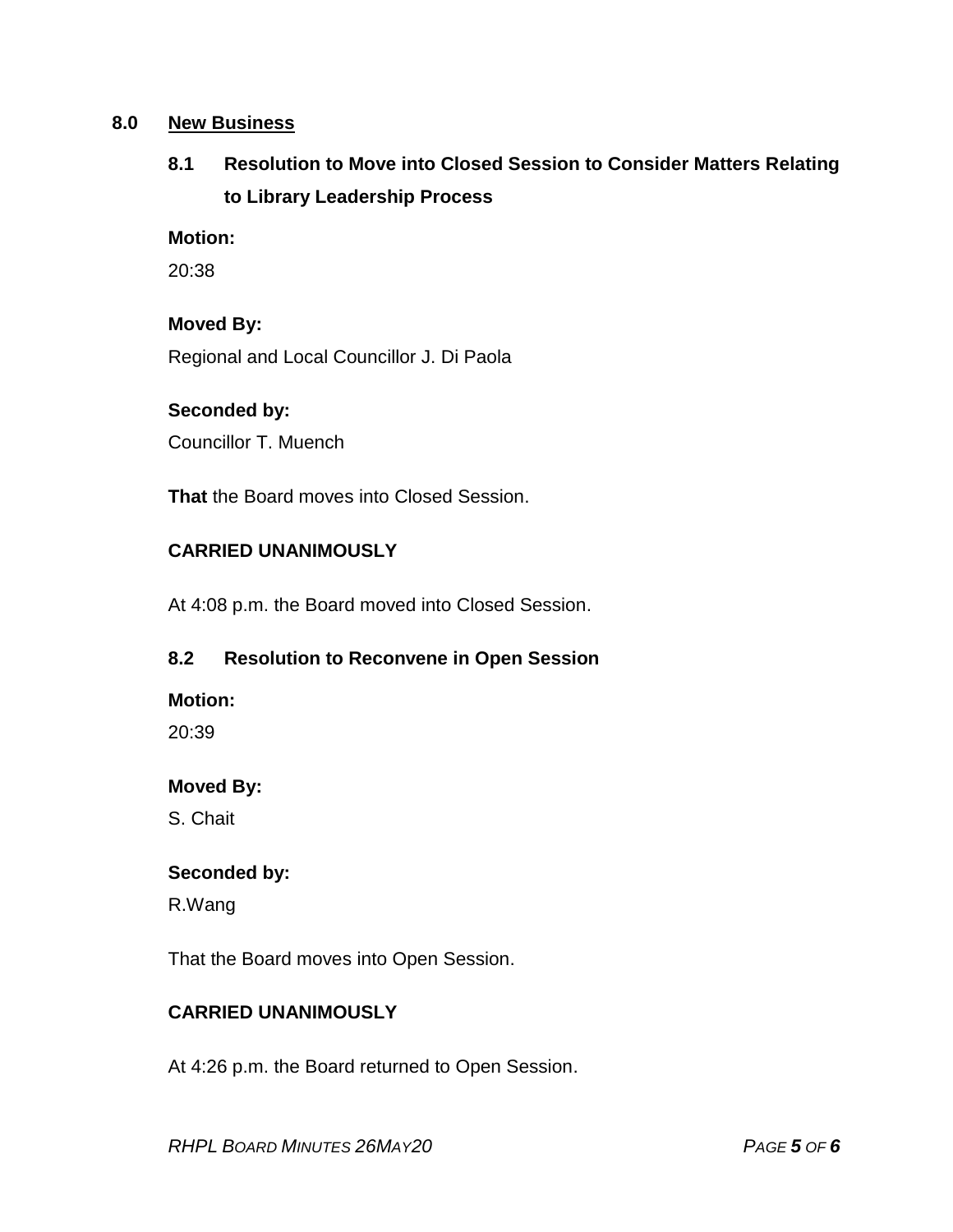## 8.0 New Business

### 8.1 Resolution to Move into Closed Session to Consider Matters Relating to Library Leadership Process

**Motion:**

20:38

**Moved By:**

Regional and Local Councillor J. Di Paola

**Seconded by:**

Councillor T. Muench

**That** the Board moves into Closed Session.

**CARRIED UNANIMOUSLY**

At 4:08 p.m. the Board moved into Closed Session.

### 8.2 Resolution to Reconvene in Open Session

**Motion:**

20:39

**Moved By:**

S. Chait

**Seconded by:**

R.Wang

That the Board moves into Open Session.

**CARRIED UNANIMOUSLY**

At 4:26 p.m. the Board returned to Open Session.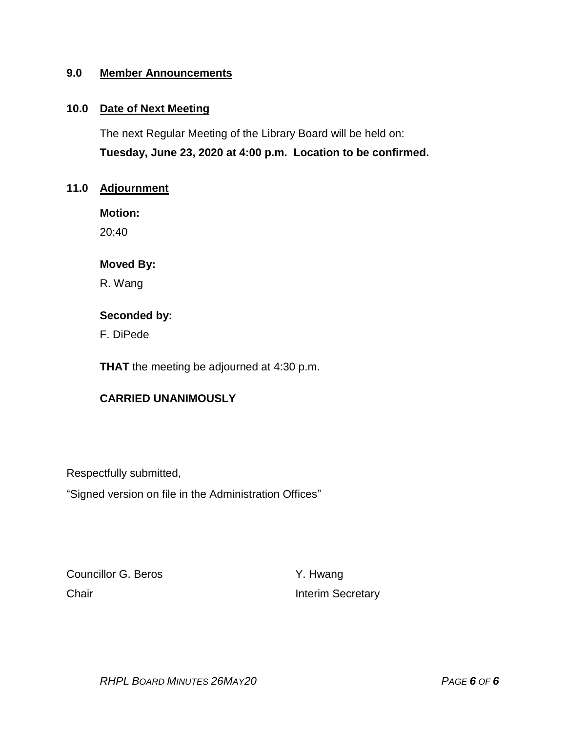## 9.0 Member Announcements

## 10.0 Date of Next Meeting

The next Regular Meeting of the Library Board will be held on:

**Tuesday, June 23, 2020 at 4:00 p.m. Location to be confirmed.**

## 11.0 Adjournment

**Motion:**

20:40

**Moved By:**

R. Wang

**Seconded by:**

F. DiPede

**THAT** the meeting be adjourned at 4:30 p.m.

**CARRIED UNANIMOUSLY**

Respectfully submitted,

"Signed version on file in the Administration Offices"

Councillor G. Beros
Chair

Y. Hwang
Interim Secretary